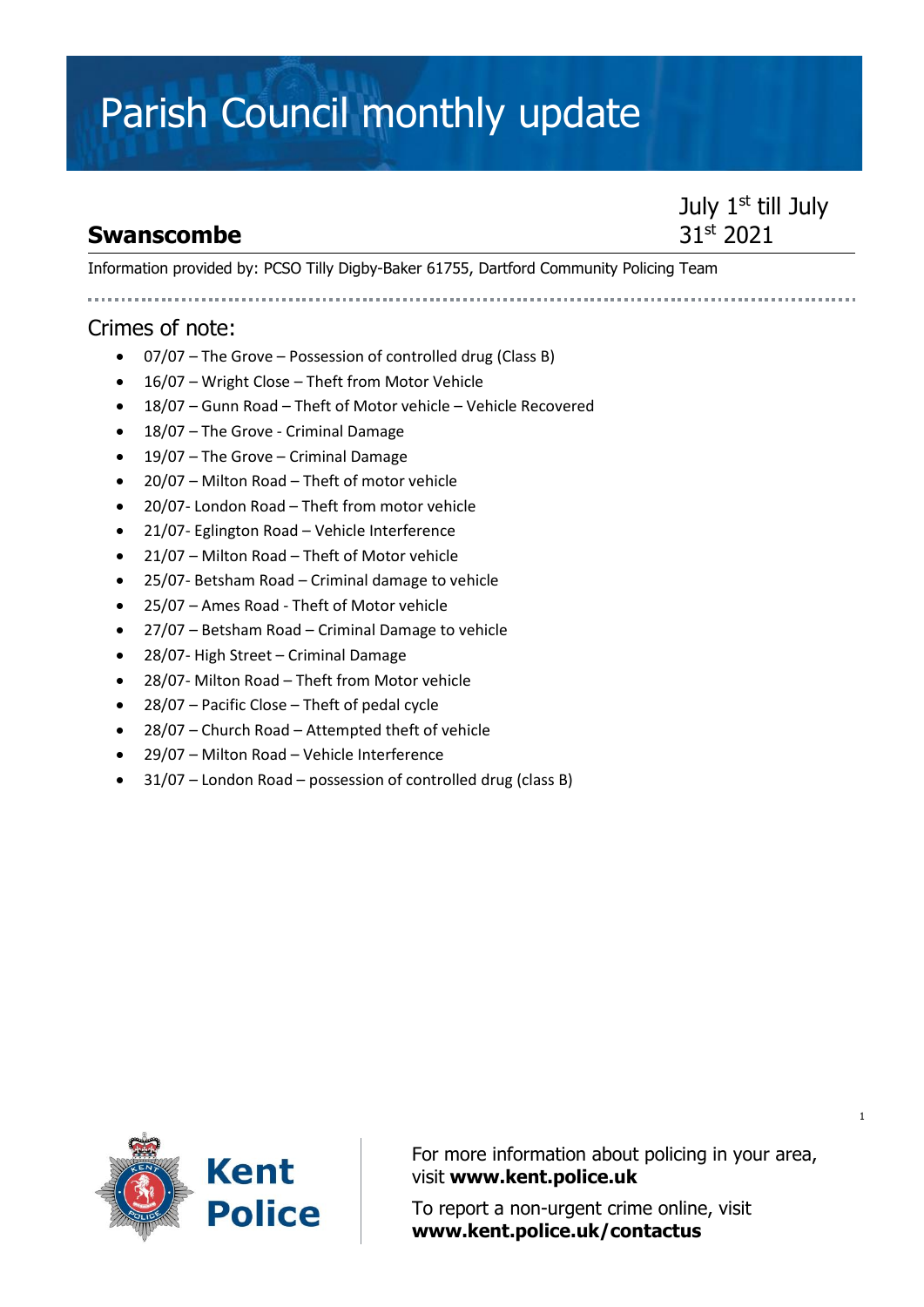# Parish Council monthly update

## Swanscombe

July 1st till July 31st 2021

Information provided by: PCSO Tilly Digby-Baker 61755, Dartford Community Policing Team

## Crimes of note:

- 07/07 – The Grove – Possession of controlled drug (Class B)
- 16/07 – Wright Close – Theft from Motor Vehicle
- 18/07 – Gunn Road – Theft of Motor vehicle – Vehicle Recovered
- 18/07 – The Grove - Criminal Damage
- 19/07 – The Grove – Criminal Damage
- 20/07 – Milton Road – Theft of motor vehicle
- 20/07- London Road – Theft from motor vehicle
- 21/07- Eglington Road – Vehicle Interference
- 21/07 – Milton Road – Theft of Motor vehicle
- 25/07- Betsham Road – Criminal damage to vehicle
- 25/07 – Ames Road - Theft of Motor vehicle
- 27/07 – Betsham Road – Criminal Damage to vehicle
- 28/07- High Street – Criminal Damage
- 28/07- Milton Road – Theft from Motor vehicle
- 28/07 – Pacific Close – Theft of pedal cycle
- 28/07 – Church Road – Attempted theft of vehicle
- 29/07 – Milton Road – Vehicle Interference
- 31/07 – London Road – possession of controlled drug (class B)

**Kent Police**

For more information about policing in your area, visit **www.kent.police.uk**

To report a non-urgent crime online, visit **www.kent.police.uk/contactus**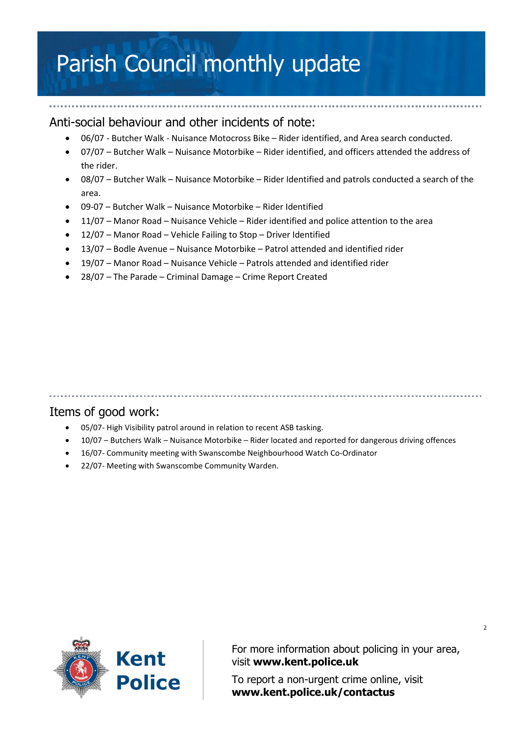# Parish Council monthly update

## Anti-social behaviour and other incidents of note:

- 06/07 - Butcher Walk - Nuisance Motocross Bike – Rider identified, and Area search conducted.
- 07/07 – Butcher Walk – Nuisance Motorbike – Rider identified, and officers attended the address of the rider.
- 08/07 – Butcher Walk – Nuisance Motorbike – Rider Identified and patrols conducted a search of the area.
- 09-07 – Butcher Walk – Nuisance Motorbike – Rider Identified
- 11/07 – Manor Road – Nuisance Vehicle – Rider identified and police attention to the area
- 12/07 – Manor Road – Vehicle Failing to Stop – Driver Identified
- 13/07 – Bodle Avenue – Nuisance Motorbike – Patrol attended and identified rider
- 19/07 – Manor Road – Nuisance Vehicle – Patrols attended and identified rider
- 28/07 – The Parade – Criminal Damage – Crime Report Created

## Items of good work:

- 05/07- High Visibility patrol around in relation to recent ASB tasking.
- 10/07 – Butchers Walk – Nuisance Motorbike – Rider located and reported for dangerous driving offences
- 16/07- Community meeting with Swanscombe Neighbourhood Watch Co-Ordinator
- 22/07- Meeting with Swanscombe Community Warden.

Kent Police

For more information about policing in your area, visit **www.kent.police.uk**

To report a non-urgent crime online, visit **www.kent.police.uk/contactus**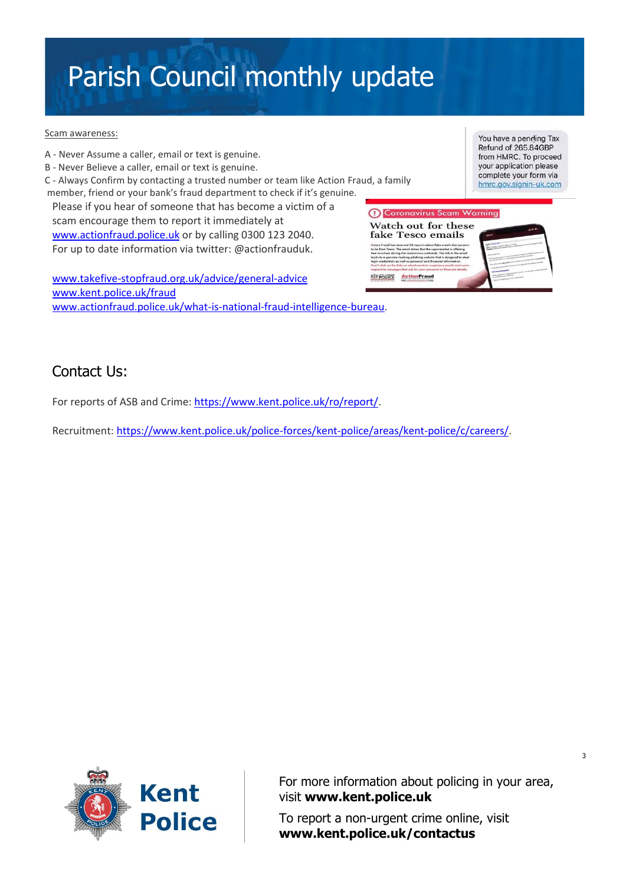# Parish Council monthly update

Scam awareness:

A - Never Assume a caller, email or text is genuine.
B - Never Believe a caller, email or text is genuine.
C - Always Confirm by contacting a trusted number or team like Action Fraud, a family member, friend or your bank's fraud department to check if it's genuine.

Please if you hear of someone that has become a victim of a scam encourage them to report it immediately at www.actionfraud.police.uk or by calling 0300 123 2040.
For up to date information via twitter: @actionfrauduk.

www.takefive-stopfraud.org.uk/advice/general-advice
www.kent.police.uk/fraud
www.actionfraud.police.uk/what-is-national-fraud-intelligence-bureau.

## Contact Us:

For reports of ASB and Crime: https://www.kent.police.uk/ro/report/.

Recruitment: https://www.kent.police.uk/police-forces/kent-police/areas/kent-police/c/careers/.

Kent Police

For more information about policing in your area, visit **www.kent.police.uk**

To report a non-urgent crime online, visit **www.kent.police.uk/contactus**